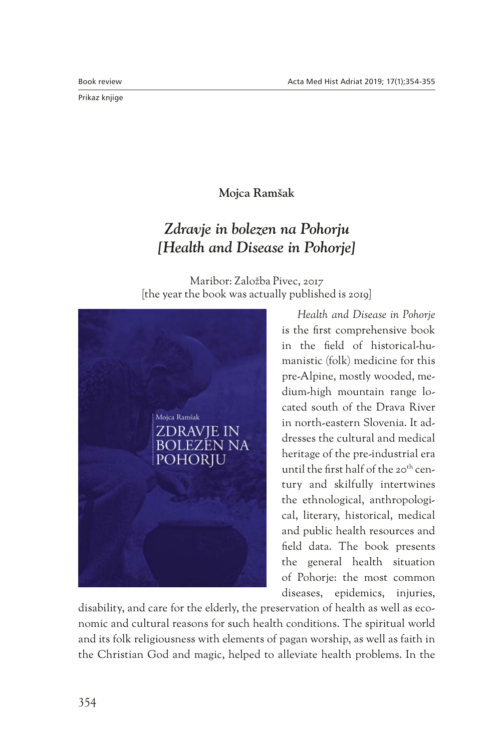Book review

Prikaz knjige

**Mojca Ramšak**

## *Zdravje in bolezen na Pohorju [Health and Disease in Pohorje]*

Maribor: Založba Pivec, 2017
[the year the book was actually published is 2019]

*Health and Disease in Pohorje* is the first comprehensive book in the field of historical-humanistic (folk) medicine for this pre-Alpine, mostly wooded, medium-high mountain range located south of the Drava River in north-eastern Slovenia. It addresses the cultural and medical heritage of the pre-industrial era until the first half of the 20th century and skilfully intertwines the ethnological, anthropological, literary, historical, medical and public health resources and field data. The book presents the general health situation of Pohorje: the most common diseases, epidemics, injuries, disability, and care for the elderly, the preservation of health as well as economic and cultural reasons for such health conditions. The spiritual world and its folk religiousness with elements of pagan worship, as well as faith in the Christian God and magic, helped to alleviate health problems. In the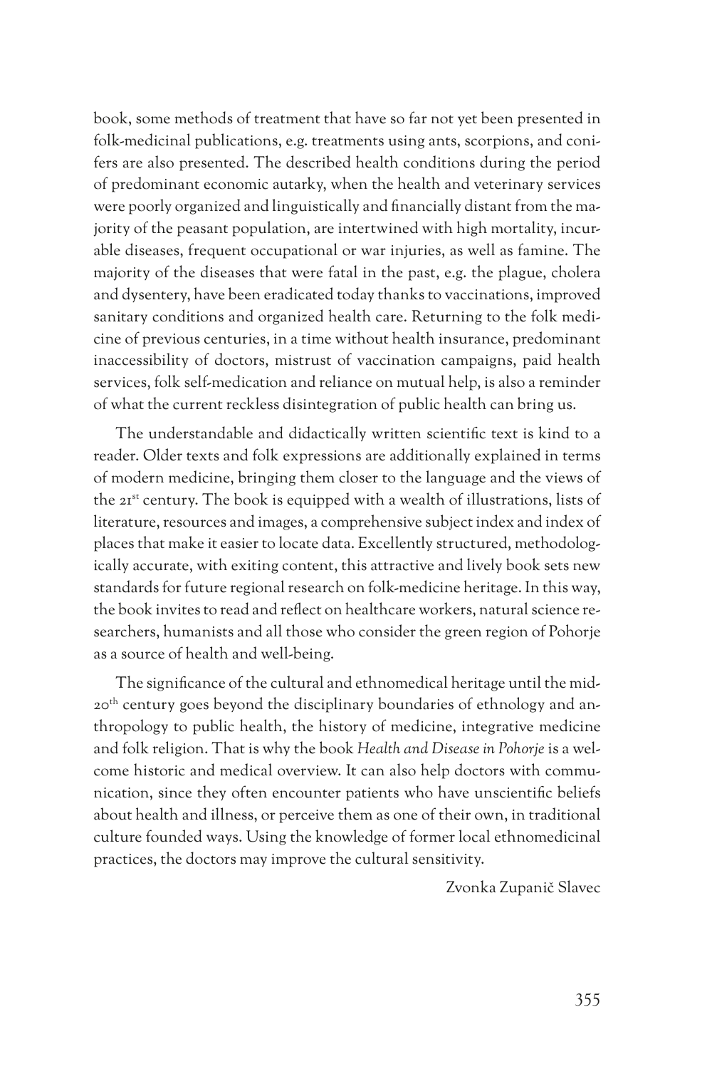book, some methods of treatment that have so far not yet been presented in folk-medicinal publications, e.g. treatments using ants, scorpions, and conifers are also presented. The described health conditions during the period of predominant economic autarky, when the health and veterinary services were poorly organized and linguistically and financially distant from the majority of the peasant population, are intertwined with high mortality, incurable diseases, frequent occupational or war injuries, as well as famine. The majority of the diseases that were fatal in the past, e.g. the plague, cholera and dysentery, have been eradicated today thanks to vaccinations, improved sanitary conditions and organized health care. Returning to the folk medicine of previous centuries, in a time without health insurance, predominant inaccessibility of doctors, mistrust of vaccination campaigns, paid health services, folk self-medication and reliance on mutual help, is also a reminder of what the current reckless disintegration of public health can bring us.

The understandable and didactically written scientific text is kind to a reader. Older texts and folk expressions are additionally explained in terms of modern medicine, bringing them closer to the language and the views of the 21st century. The book is equipped with a wealth of illustrations, lists of literature, resources and images, a comprehensive subject index and index of places that make it easier to locate data. Excellently structured, methodologically accurate, with exiting content, this attractive and lively book sets new standards for future regional research on folk-medicine heritage. In this way, the book invites to read and reflect on healthcare workers, natural science researchers, humanists and all those who consider the green region of Pohorje as a source of health and well-being.

The significance of the cultural and ethnomedical heritage until the mid-20th century goes beyond the disciplinary boundaries of ethnology and anthropology to public health, the history of medicine, integrative medicine and folk religion. That is why the book *Health and Disease in Pohorje* is a welcome historic and medical overview. It can also help doctors with communication, since they often encounter patients who have unscientific beliefs about health and illness, or perceive them as one of their own, in traditional culture founded ways. Using the knowledge of former local ethnomedicinal practices, the doctors may improve the cultural sensitivity.

Zvonka Zupanič Slavec